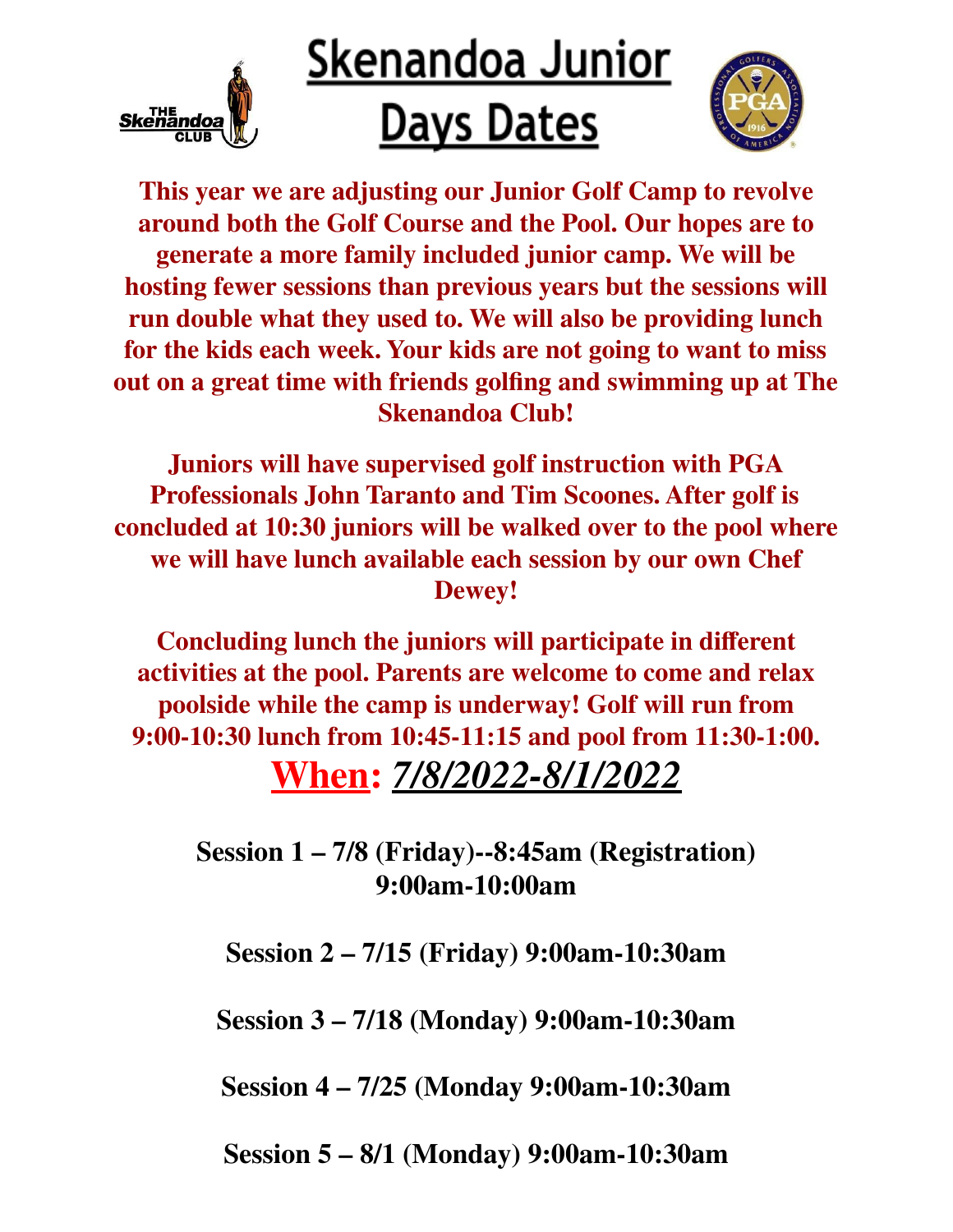# Skenandoa Junior Days Dates

**This year we are adjusting our Junior Golf Camp to revolve around both the Golf Course and the Pool. Our hopes are to generate a more family included junior camp. We will be hosting fewer sessions than previous years but the sessions will run double what they used to. We will also be providing lunch for the kids each week. Your kids are not going to want to miss out on a great time with friends golfing and swimming up at The Skenandoa Club!**

**Juniors will have supervised golf instruction with PGA Professionals John Taranto and Tim Scoones. After golf is concluded at 10:30 juniors will be walked over to the pool where we will have lunch available each session by our own Chef Dewey!**

**Concluding lunch the juniors will participate in different activities at the pool. Parents are welcome to come and relax poolside while the camp is underway! Golf will run from 9:00-10:30 lunch from 10:45-11:15 and pool from 11:30-1:00.**

## When: *7/8/2022-8/1/2022*

**Session 1 – 7/8 (Friday)--8:45am (Registration) 9:00am-10:00am**

**Session 2 – 7/15 (Friday) 9:00am-10:30am**

**Session 3 – 7/18 (Monday) 9:00am-10:30am**

**Session 4 – 7/25 (Monday 9:00am-10:30am**

**Session 5 – 8/1 (Monday) 9:00am-10:30am**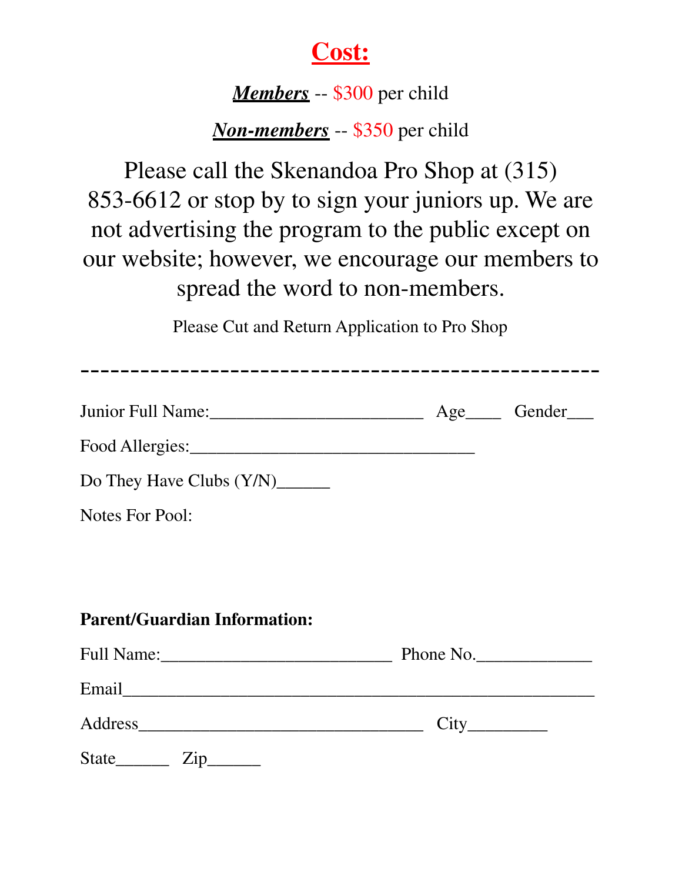# Cost:

***Members*** -- $300 per child

***Non-members*** -- $350 per child

Please call the Skenandoa Pro Shop at (315) 853-6612 or stop by to sign your juniors up. We are not advertising the program to the public except on our website; however, we encourage our members to spread the word to non-members.

Please Cut and Return Application to Pro Shop

---

Junior Full Name:________________________ Age____ Gender___

Food Allergies:________________________________

Do They Have Clubs (Y/N)______

Notes For Pool:

**Parent/Guardian Information:**

Full Name:__________________________ Phone No._____________

Email_____________________________________________________

Address_________________________________ City_________

State______ Zip______